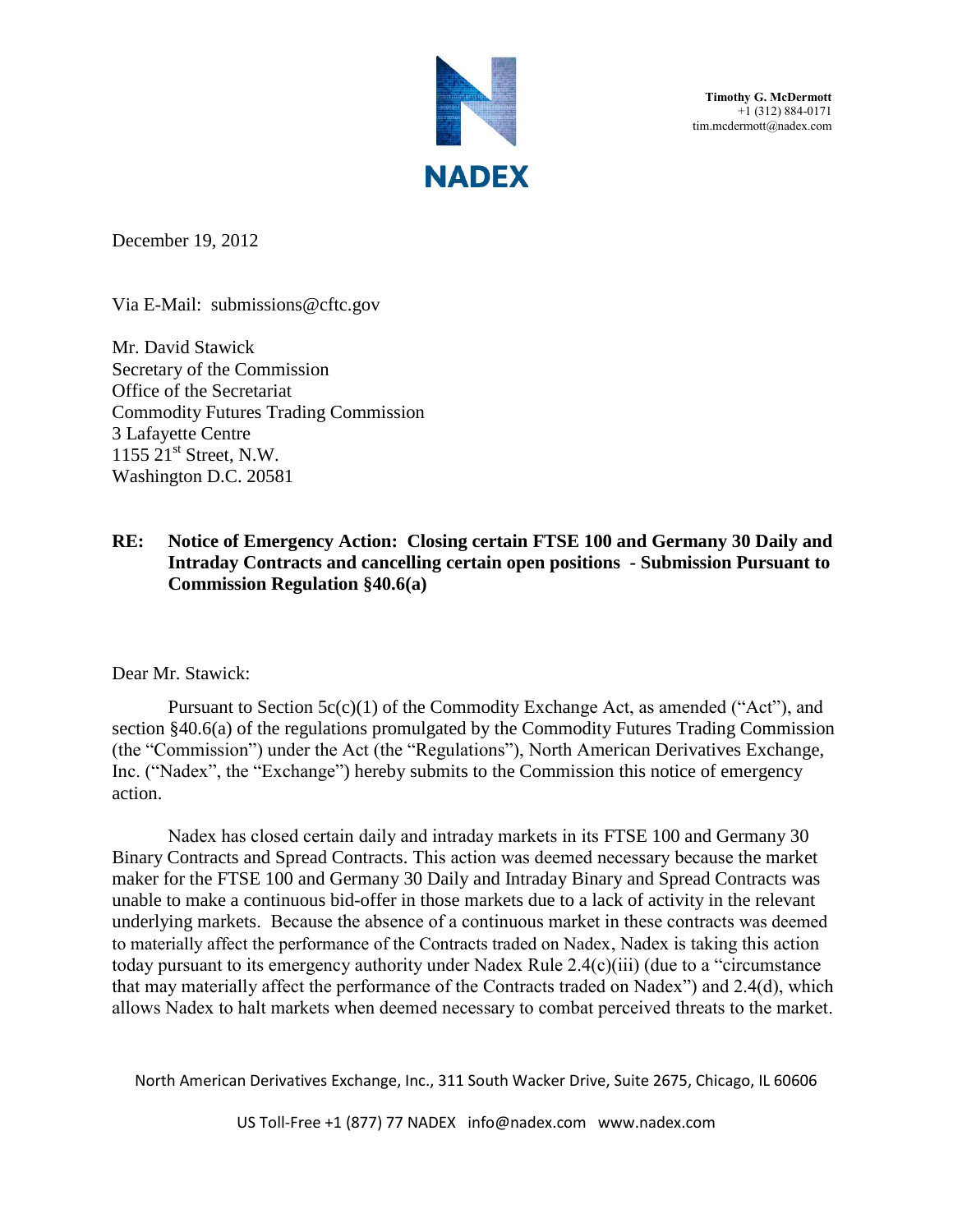**NADEX**

**Timothy G. McDermott**
+1 (312) 884-0171
tim.mcdermott@nadex.com

December 19, 2012

Via E-Mail: submissions@cftc.gov

Mr. David Stawick
Secretary of the Commission
Office of the Secretariat
Commodity Futures Trading Commission
3 Lafayette Centre
1155 21st Street, N.W.
Washington D.C. 20581

**RE: Notice of Emergency Action: Closing certain FTSE 100 and Germany 30 Daily and Intraday Contracts and cancelling certain open positions - Submission Pursuant to Commission Regulation §40.6(a)**

Dear Mr. Stawick:

Pursuant to Section 5c(c)(1) of the Commodity Exchange Act, as amended ("Act"), and section §40.6(a) of the regulations promulgated by the Commodity Futures Trading Commission (the "Commission") under the Act (the "Regulations"), North American Derivatives Exchange, Inc. ("Nadex", the "Exchange") hereby submits to the Commission this notice of emergency action.

Nadex has closed certain daily and intraday markets in its FTSE 100 and Germany 30 Binary Contracts and Spread Contracts. This action was deemed necessary because the market maker for the FTSE 100 and Germany 30 Daily and Intraday Binary and Spread Contracts was unable to make a continuous bid-offer in those markets due to a lack of activity in the relevant underlying markets. Because the absence of a continuous market in these contracts was deemed to materially affect the performance of the Contracts traded on Nadex, Nadex is taking this action today pursuant to its emergency authority under Nadex Rule 2.4(c)(iii) (due to a "circumstance that may materially affect the performance of the Contracts traded on Nadex") and 2.4(d), which allows Nadex to halt markets when deemed necessary to combat perceived threats to the market.

North American Derivatives Exchange, Inc., 311 South Wacker Drive, Suite 2675, Chicago, IL 60606

US Toll-Free +1 (877) 77 NADEX info@nadex.com www.nadex.com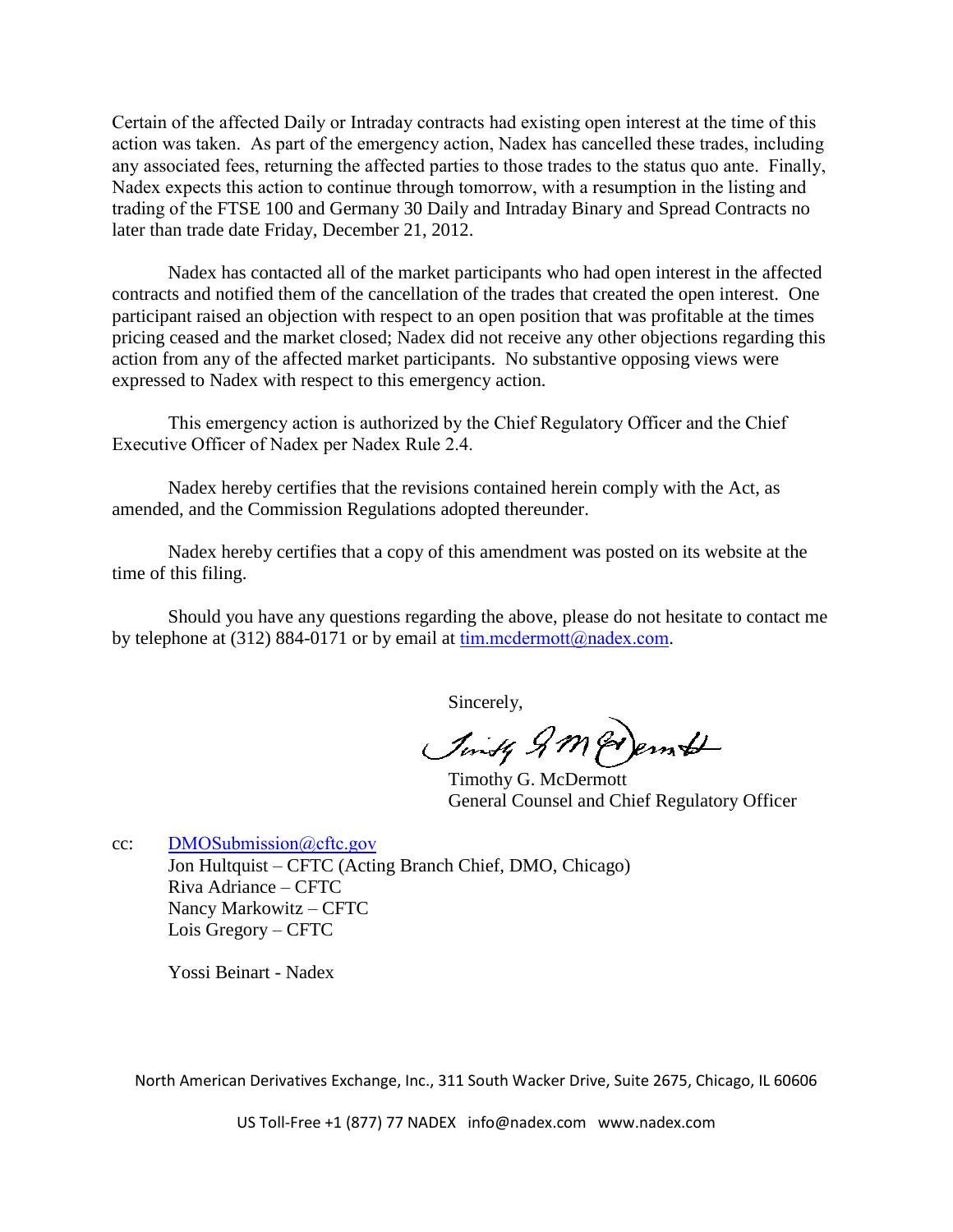Certain of the affected Daily or Intraday contracts had existing open interest at the time of this action was taken. As part of the emergency action, Nadex has cancelled these trades, including any associated fees, returning the affected parties to those trades to the status quo ante. Finally, Nadex expects this action to continue through tomorrow, with a resumption in the listing and trading of the FTSE 100 and Germany 30 Daily and Intraday Binary and Spread Contracts no later than trade date Friday, December 21, 2012.

Nadex has contacted all of the market participants who had open interest in the affected contracts and notified them of the cancellation of the trades that created the open interest. One participant raised an objection with respect to an open position that was profitable at the times pricing ceased and the market closed; Nadex did not receive any other objections regarding this action from any of the affected market participants. No substantive opposing views were expressed to Nadex with respect to this emergency action.

This emergency action is authorized by the Chief Regulatory Officer and the Chief Executive Officer of Nadex per Nadex Rule 2.4.

Nadex hereby certifies that the revisions contained herein comply with the Act, as amended, and the Commission Regulations adopted thereunder.

Nadex hereby certifies that a copy of this amendment was posted on its website at the time of this filing.

Should you have any questions regarding the above, please do not hesitate to contact me by telephone at (312) 884-0171 or by email at tim.mcdermott@nadex.com.

Sincerely,

Timothy G. McDermott
General Counsel and Chief Regulatory Officer

cc: DMOSubmission@cftc.gov
Jon Hultquist – CFTC (Acting Branch Chief, DMO, Chicago)
Riva Adriance – CFTC
Nancy Markowitz – CFTC
Lois Gregory – CFTC

Yossi Beinart - Nadex

North American Derivatives Exchange, Inc., 311 South Wacker Drive, Suite 2675, Chicago, IL 60606

US Toll-Free +1 (877) 77 NADEX info@nadex.com www.nadex.com